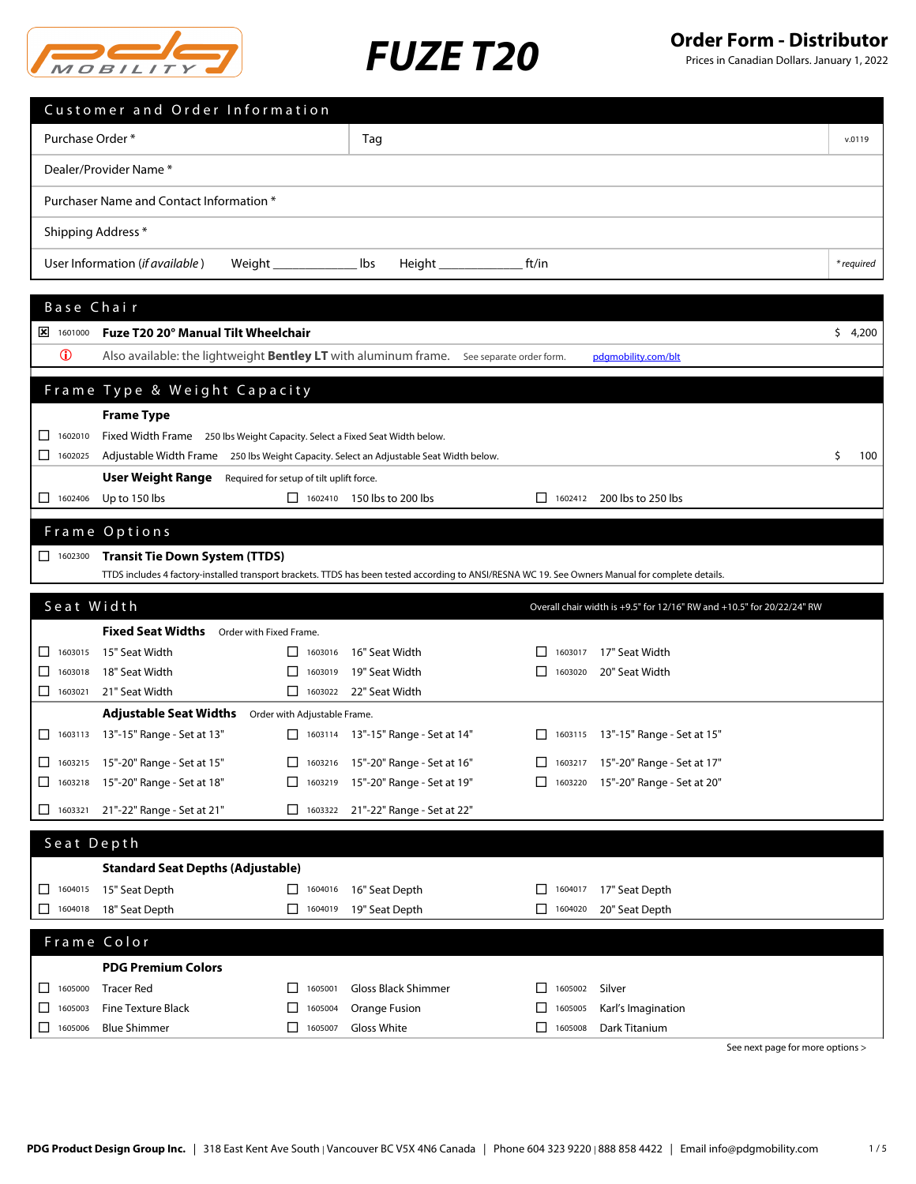# FUZE T20

## Order Form - Distributor

Prices in Canadian Dollars. January 1, 2022

## Customer and Order Information

| | | |
|---|---|---|
| Purchase Order * | Tag | v.0119 |
| Dealer/Provider Name * | | |
| Purchaser Name and Contact Information * | | |
| Shipping Address * | | |
| User Information (*if available*) Weight ____________ lbs Height ____________ ft/in | | * *required* |

## Base Chair

- [x] 1601000 **Fuze T20 20° Manual Tilt Wheelchair** — $ 4,200

ⓘ Also available: the lightweight **Bentley LT** with aluminum frame. See separate order form. pdgmobility.com/blt

## Frame Type & Weight Capacity

**Frame Type**

- [ ] 1602010 Fixed Width Frame — 250 lbs Weight Capacity. Select a Fixed Seat Width below.
- [ ] 1602025 Adjustable Width Frame — 250 lbs Weight Capacity. Select an Adjustable Seat Width below. — $ 100

**User Weight Range** — Required for setup of tilt uplift force.

- [ ] 1602406 Up to 150 lbs
- [ ] 1602410 150 lbs to 200 lbs
- [ ] 1602412 200 lbs to 250 lbs

## Frame Options

- [ ] 1602300 **Transit Tie Down System (TTDS)**

TTDS includes 4 factory-installed transport brackets. TTDS has been tested according to ANSI/RESNA WC 19. See Owners Manual for complete details.

## Seat Width

Overall chair width is +9.5" for 12/16" RW and +10.5" for 20/22/24" RW

**Fixed Seat Widths** — Order with Fixed Frame.

- [ ] 1603015 15" Seat Width
- [ ] 1603016 16" Seat Width
- [ ] 1603017 17" Seat Width
- [ ] 1603018 18" Seat Width
- [ ] 1603019 19" Seat Width
- [ ] 1603020 20" Seat Width
- [ ] 1603021 21" Seat Width
- [ ] 1603022 22" Seat Width

**Adjustable Seat Widths** — Order with Adjustable Frame.

- [ ] 1603113 13"-15" Range - Set at 13"
- [ ] 1603114 13"-15" Range - Set at 14"
- [ ] 1603115 13"-15" Range - Set at 15"
- [ ] 1603215 15"-20" Range - Set at 15"
- [ ] 1603216 15"-20" Range - Set at 16"
- [ ] 1603217 15"-20" Range - Set at 17"
- [ ] 1603218 15"-20" Range - Set at 18"
- [ ] 1603219 15"-20" Range - Set at 19"
- [ ] 1603220 15"-20" Range - Set at 20"
- [ ] 1603321 21"-22" Range - Set at 21"
- [ ] 1603322 21"-22" Range - Set at 22"

## Seat Depth

**Standard Seat Depths (Adjustable)**

- [ ] 1604015 15" Seat Depth
- [ ] 1604016 16" Seat Depth
- [ ] 1604017 17" Seat Depth
- [ ] 1604018 18" Seat Depth
- [ ] 1604019 19" Seat Depth
- [ ] 1604020 20" Seat Depth

## Frame Color

**PDG Premium Colors**

- [ ] 1605000 Tracer Red
- [ ] 1605001 Gloss Black Shimmer
- [ ] 1605002 Silver
- [ ] 1605003 Fine Texture Black
- [ ] 1605004 Orange Fusion
- [ ] 1605005 Karl's Imagination
- [ ] 1605006 Blue Shimmer
- [ ] 1605007 Gloss White
- [ ] 1605008 Dark Titanium

See next page for more options >

**PDG Product Design Group Inc.** | 318 East Kent Ave South | Vancouver BC V5X 4N6 Canada | Phone 604 323 9220 | 888 858 4422 | Email info@pdgmobility.com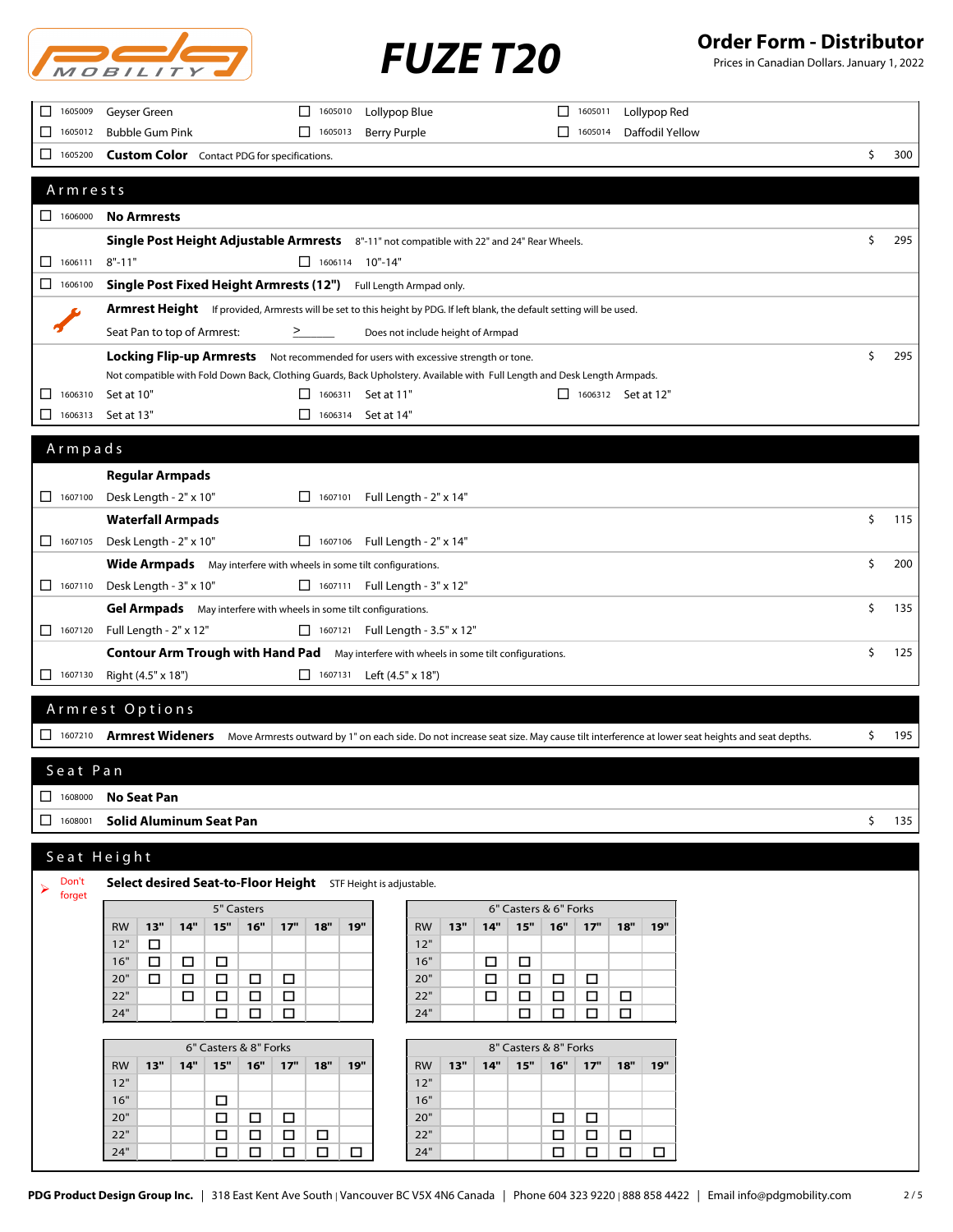# FUZE T20

## Order Form - Distributor

Prices in Canadian Dollars. January 1, 2022

| | | | | | | |
|---|---|---|---|---|---|---|
| ☐ 1605009 | Geyser Green | ☐ 1605010 | Lollypop Blue | ☐ 1605011 | Lollypop Red | |
| ☐ 1605012 | Bubble Gum Pink | ☐ 1605013 | Berry Purple | ☐ 1605014 | Daffodil Yellow | |
| ☐ 1605200 | **Custom Color** Contact PDG for specifications. | | | | | $ 300 |

## Armrests

☐ 1606000 **No Armrests**

**Single Post Height Adjustable Armrests** 8"-11" not compatible with 22" and 24" Rear Wheels. — $ 295

☐ 1606111 8"-11"　　☐ 1606114 10"-14"

☐ 1606100 **Single Post Fixed Height Armrests (12")** Full Length Armpad only.

**Armrest Height** If provided, Armrests will be set to this height by PDG. If left blank, the default setting will be used.

Seat Pan to top of Armrest: ≥ ______ Does not include height of Armpad

**Locking Flip-up Armrests** Not recommended for users with excessive strength or tone. — $ 295

Not compatible with Fold Down Back, Clothing Guards, Back Upholstery. Available with Full Length and Desk Length Armpads.

☐ 1606310 Set at 10"　　☐ 1606311 Set at 11"　　☐ 1606312 Set at 12"

☐ 1606313 Set at 13"　　☐ 1606314 Set at 14"

## Armpads

**Regular Armpads**

☐ 1607100 Desk Length - 2" x 10"　　☐ 1607101 Full Length - 2" x 14"

**Waterfall Armpads** — $ 115

☐ 1607105 Desk Length - 2" x 10"　　☐ 1607106 Full Length - 2" x 14"

**Wide Armpads** May interfere with wheels in some tilt configurations. — $ 200

☐ 1607110 Desk Length - 3" x 10"　　☐ 1607111 Full Length - 3" x 12"

**Gel Armpads** May interfere with wheels in some tilt configurations. — $ 135

☐ 1607120 Full Length - 2" x 12"　　☐ 1607121 Full Length - 3.5" x 12"

**Contour Arm Trough with Hand Pad** May interfere with wheels in some tilt configurations. — $ 125

☐ 1607130 Right (4.5" x 18")　　☐ 1607131 Left (4.5" x 18")

## Armrest Options

☐ 1607210 **Armrest Wideners** Move Armrests outward by 1" on each side. Do not increase seat size. May cause tilt interference at lower seat heights and seat depths. — $ 195

## Seat Pan

☐ 1608000 **No Seat Pan**

☐ 1608001 **Solid Aluminum Seat Pan** — $ 135

## Seat Height

➤ Don't forget

**Select desired Seat-to-Floor Height** STF Height is adjustable.

| 5" Casters | | | | | | | |
|---|---|---|---|---|---|---|---|
| RW | 13" | 14" | 15" | 16" | 17" | 18" | 19" |
| 12" | ☐ | | | | | | |
| 16" | ☐ | ☐ | ☐ | | | | |
| 20" | ☐ | ☐ | ☐ | ☐ | ☐ | | |
| 22" | | ☐ | ☐ | ☐ | ☐ | | |
| 24" | | | ☐ | ☐ | ☐ | | |

| 6" Casters & 6" Forks | | | | | | | |
|---|---|---|---|---|---|---|---|
| RW | 13" | 14" | 15" | 16" | 17" | 18" | 19" |
| 12" | | | | | | | |
| 16" | | ☐ | ☐ | | | | |
| 20" | | ☐ | ☐ | ☐ | ☐ | | |
| 22" | | ☐ | ☐ | ☐ | ☐ | ☐ | |
| 24" | | | ☐ | ☐ | ☐ | ☐ | |

| 6" Casters & 8" Forks | | | | | | | |
|---|---|---|---|---|---|---|---|
| RW | 13" | 14" | 15" | 16" | 17" | 18" | 19" |
| 12" | | | | | | | |
| 16" | | | ☐ | | | | |
| 20" | | | ☐ | ☐ | ☐ | | |
| 22" | | | ☐ | ☐ | ☐ | ☐ | |
| 24" | | | ☐ | ☐ | ☐ | ☐ | ☐ |

| 8" Casters & 8" Forks | | | | | | | |
|---|---|---|---|---|---|---|---|
| RW | 13" | 14" | 15" | 16" | 17" | 18" | 19" |
| 12" | | | | | | | |
| 16" | | | | | | | |
| 20" | | | | ☐ | ☐ | | |
| 22" | | | | ☐ | ☐ | ☐ | |
| 24" | | | | ☐ | ☐ | ☐ | ☐ |

**PDG Product Design Group Inc.** | 318 East Kent Ave South | Vancouver BC V5X 4N6 Canada | Phone 604 323 9220 | 888 858 4422 | Email info@pdgmobility.com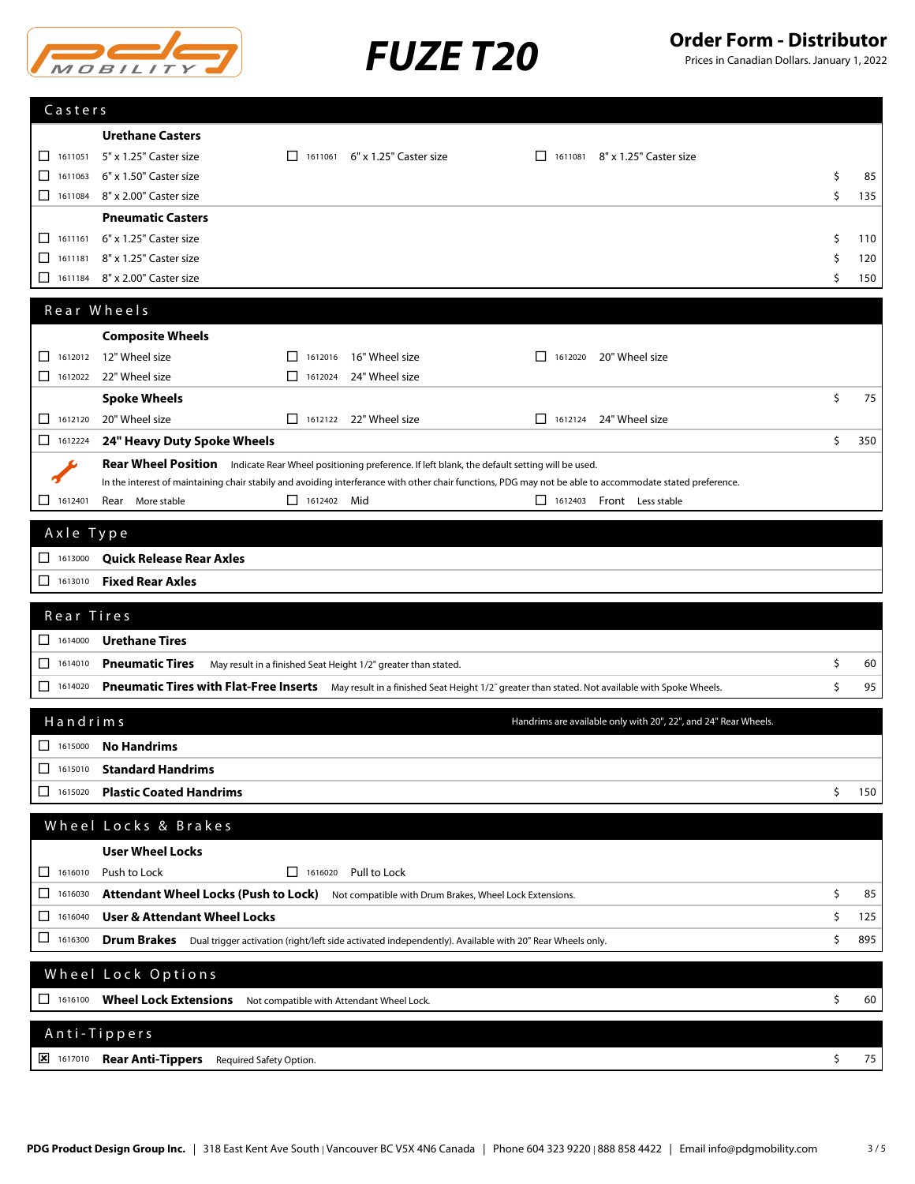# FUZE T20

**Order Form - Distributor**

Prices in Canadian Dollars. January 1, 2022

## Casters

**Urethane Casters**

| | Code | Option | Code | Option | Code | Option | Price |
|---|---|---|---|---|---|---|---|
| ☐ | 1611051 | 5" x 1.25" Caster size | ☐ 1611061 | 6" x 1.25" Caster size | ☐ 1611081 | 8" x 1.25" Caster size | |
| ☐ | 1611063 | 6" x 1.50" Caster size | | | | | $ 85 |
| ☐ | 1611084 | 8" x 2.00" Caster size | | | | | $ 135 |

**Pneumatic Casters**

| | Code | Option | Price |
|---|---|---|---|
| ☐ | 1611161 | 6" x 1.25" Caster size | $ 110 |
| ☐ | 1611181 | 8" x 1.25" Caster size | $ 120 |
| ☐ | 1611184 | 8" x 2.00" Caster size | $ 150 |

## Rear Wheels

**Composite Wheels**

| | Code | Option | Code | Option | Code | Option | Price |
|---|---|---|---|---|---|---|---|
| ☐ | 1612012 | 12" Wheel size | ☐ 1612016 | 16" Wheel size | ☐ 1612020 | 20" Wheel size | |
| ☐ | 1612022 | 22" Wheel size | ☐ 1612024 | 24" Wheel size | | | |

**Spoke Wheels** — $ 75

| | Code | Option | Code | Option | Code | Option | Price |
|---|---|---|---|---|---|---|---|
| ☐ | 1612120 | 20" Wheel size | ☐ 1612122 | 22" Wheel size | ☐ 1612124 | 24" Wheel size | |
| ☐ | 1612224 | **24" Heavy Duty Spoke Wheels** | | | | | $ 350 |

**Rear Wheel Position** Indicate Rear Wheel positioning preference. If left blank, the default setting will be used.
In the interest of maintaining chair stabily and avoiding interference with other chair functions, PDG may not be able to accommodate stated preference.

| | Code | Option | Code | Option | Code | Option |
|---|---|---|---|---|---|---|
| ☐ | 1612401 | Rear More stable | ☐ 1612402 | Mid | ☐ 1612403 | Front Less stable |

## Axle Type

| | Code | Option |
|---|---|---|
| ☐ | 1613000 | **Quick Release Rear Axles** |
| ☐ | 1613010 | **Fixed Rear Axles** |

## Rear Tires

| | Code | Option | Notes | Price |
|---|---|---|---|---|
| ☐ | 1614000 | **Urethane Tires** | | |
| ☐ | 1614010 | **Pneumatic Tires** | May result in a finished Seat Height 1/2" greater than stated. | $ 60 |
| ☐ | 1614020 | **Pneumatic Tires with Flat-Free Inserts** | May result in a finished Seat Height 1/2˝ greater than stated. Not available with Spoke Wheels. | $ 95 |

## Handrims

Handrims are available only with 20", 22", and 24" Rear Wheels.

| | Code | Option | Price |
|---|---|---|---|
| ☐ | 1615000 | **No Handrims** | |
| ☐ | 1615010 | **Standard Handrims** | |
| ☐ | 1615020 | **Plastic Coated Handrims** | $ 150 |

## Wheel Locks & Brakes

**User Wheel Locks**

| | Code | Option | Notes | Price |
|---|---|---|---|---|
| ☐ | 1616010 | Push to Lock | ☐ 1616020 Pull to Lock | |
| ☐ | 1616030 | **Attendant Wheel Locks (Push to Lock)** | Not compatible with Drum Brakes, Wheel Lock Extensions. | $ 85 |
| ☐ | 1616040 | **User & Attendant Wheel Locks** | | $ 125 |
| ☐ | 1616300 | **Drum Brakes** | Dual trigger activation (right/left side activated independently). Available with 20" Rear Wheels only. | $ 895 |

## Wheel Lock Options

| | Code | Option | Notes | Price |
|---|---|---|---|---|
| ☐ | 1616100 | **Wheel Lock Extensions** | Not compatible with Attendant Wheel Lock. | $ 60 |

## Anti-Tippers

| | Code | Option | Notes | Price |
|---|---|---|---|---|
| ☒ | 1617010 | **Rear Anti-Tippers** | Required Safety Option. | $ 75 |

**PDG Product Design Group Inc.** | 318 East Kent Ave South | Vancouver BC V5X 4N6 Canada | Phone 604 323 9220 | 888 858 4422 | Email info@pdgmobility.com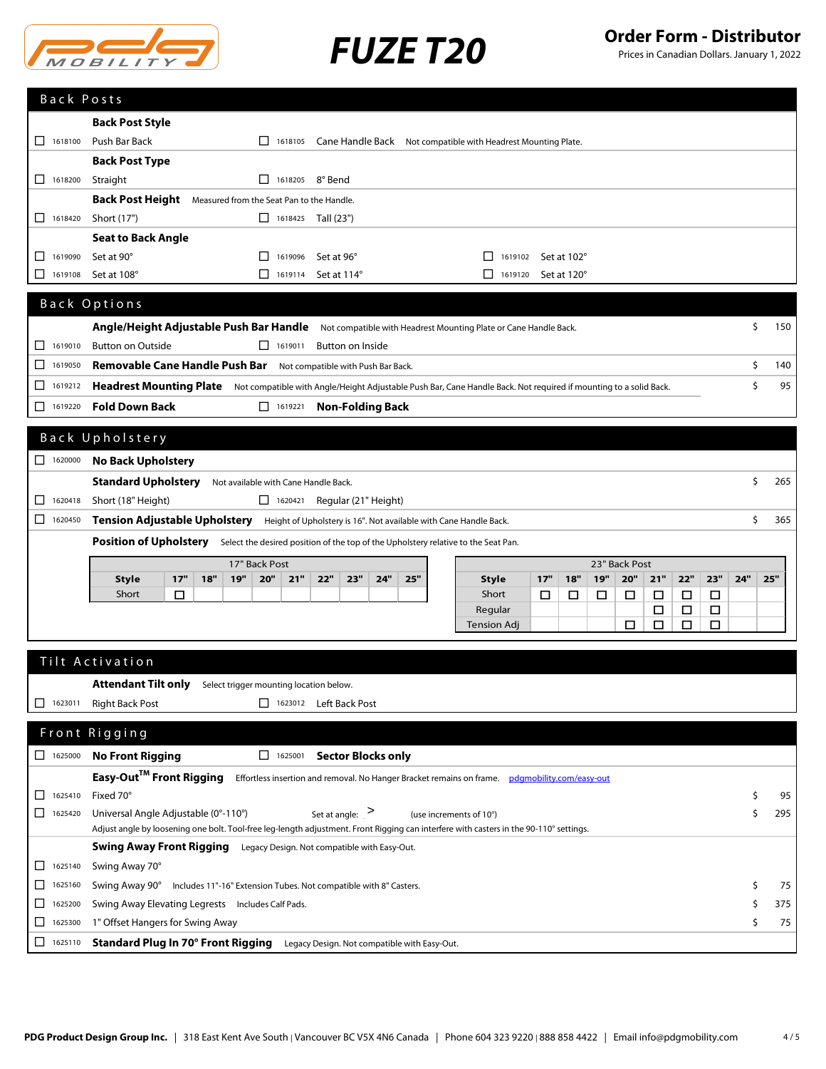# FUZE T20

## Order Form - Distributor

Prices in Canadian Dollars. January 1, 2022

## Back Posts

**Back Post Style**

- ☐ 1618100 Push Bar Back
- ☐ 1618105 Cane Handle Back — Not compatible with Headrest Mounting Plate.

**Back Post Type**

- ☐ 1618200 Straight
- ☐ 1618205 8° Bend

**Back Post Height** — Measured from the Seat Pan to the Handle.

- ☐ 1618420 Short (17")
- ☐ 1618425 Tall (23")

**Seat to Back Angle**

- ☐ 1619090 Set at 90°
- ☐ 1619096 Set at 96°
- ☐ 1619102 Set at 102°
- ☐ 1619108 Set at 108°
- ☐ 1619114 Set at 114°
- ☐ 1619120 Set at 120°

## Back Options

**Angle/Height Adjustable Push Bar Handle** — Not compatible with Headrest Mounting Plate or Cane Handle Back. — $ 150

- ☐ 1619010 Button on Outside
- ☐ 1619011 Button on Inside

☐ 1619050 **Removable Cane Handle Push Bar** — Not compatible with Push Bar Back. — $ 140

☐ 1619212 **Headrest Mounting Plate** — Not compatible with Angle/Height Adjustable Push Bar, Cane Handle Back. Not required if mounting to a solid Back. — $ 95

- ☐ 1619220 **Fold Down Back**
- ☐ 1619221 **Non-Folding Back**

## Back Upholstery

☐ 1620000 **No Back Upholstery**

**Standard Upholstery** — Not available with Cane Handle Back. — $ 265

- ☐ 1620418 Short (18" Height)
- ☐ 1620421 Regular (21" Height)

☐ 1620450 **Tension Adjustable Upholstery** — Height of Upholstery is 16". Not available with Cane Handle Back. — $ 365

**Position of Upholstery** — Select the desired position of the top of the Upholstery relative to the Seat Pan.

| 17" Back Post | | | | | | | | | |
|---|---|---|---|---|---|---|---|---|---|
| Style | 17" | 18" | 19" | 20" | 21" | 22" | 23" | 24" | 25" |
| Short | ☐ | | | | | | | | |

| 23" Back Post | | | | | | | | | |
|---|---|---|---|---|---|---|---|---|---|
| Style | 17" | 18" | 19" | 20" | 21" | 22" | 23" | 24" | 25" |
| Short | ☐ | ☐ | ☐ | ☐ | ☐ | ☐ | ☐ | | |
| Regular | | | | | ☐ | ☐ | ☐ | | |
| Tension Adj | | | | ☐ | ☐ | ☐ | ☐ | | |

## Tilt Activation

**Attendant Tilt only** — Select trigger mounting location below.

- ☐ 1623011 Right Back Post
- ☐ 1623012 Left Back Post

## Front Rigging

- ☐ 1625000 **No Front Rigging**
- ☐ 1625001 **Sector Blocks only**

**Easy-Out™ Front Rigging** — Effortless insertion and removal. No Hanger Bracket remains on frame. pdgmobility.com/easy-out

- ☐ 1625410 Fixed 70° — $ 95
- ☐ 1625420 Universal Angle Adjustable (0°-110°) — Set at angle: > (use increments of 10°) — $ 295

Adjust angle by loosening one bolt. Tool-free leg-length adjustment. Front Rigging can interfere with casters in the 90-110° settings.

**Swing Away Front Rigging** — Legacy Design. Not compatible with Easy-Out.

- ☐ 1625140 Swing Away 70°
- ☐ 1625160 Swing Away 90° — Includes 11"-16" Extension Tubes. Not compatible with 8" Casters. — $ 75
- ☐ 1625200 Swing Away Elevating Legrests — Includes Calf Pads. — $ 375
- ☐ 1625300 1" Offset Hangers for Swing Away — $ 75

☐ 1625110 **Standard Plug In 70° Front Rigging** — Legacy Design. Not compatible with Easy-Out.

PDG Product Design Group Inc. | 318 East Kent Ave South | Vancouver BC V5X 4N6 Canada | Phone 604 323 9220 | 888 858 4422 | Email info@pdgmobility.com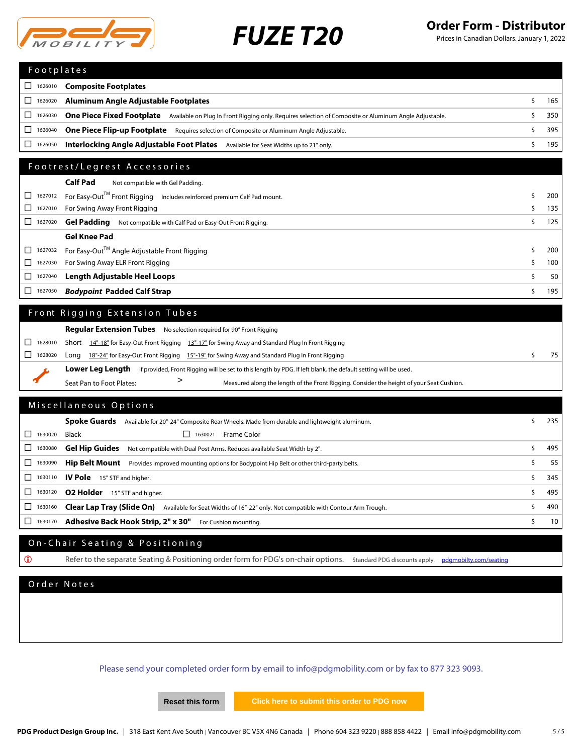# FUZE T20

## Order Form - Distributor

Prices in Canadian Dollars. January 1, 2022

## Footplates

| | | | | |
|---|---|---|---|---|
| ☐ | 1626010 | **Composite Footplates** | | |
| ☐ | 1626020 | **Aluminum Angle Adjustable Footplates** | $ | 165 |
| ☐ | 1626030 | **One Piece Fixed Footplate** Available on Plug In Front Rigging only. Requires selection of Composite or Aluminum Angle Adjustable. | $ | 350 |
| ☐ | 1626040 | **One Piece Flip-up Footplate** Requires selection of Composite or Aluminum Angle Adjustable. | $ | 395 |
| ☐ | 1626050 | **Interlocking Angle Adjustable Foot Plates** Available for Seat Widths up to 21" only. | $ | 195 |

## Footrest/Legrest Accessories

| | | | | |
|---|---|---|---|---|
| | | **Calf Pad** Not compatible with Gel Padding. | | |
| ☐ | 1627012 | For Easy-Out™ Front Rigging Includes reinforced premium Calf Pad mount. | $ | 200 |
| ☐ | 1627010 | For Swing Away Front Rigging | $ | 135 |
| ☐ | 1627020 | **Gel Padding** Not compatible with Calf Pad or Easy-Out Front Rigging. | $ | 125 |
| | | **Gel Knee Pad** | | |
| ☐ | 1627032 | For Easy-Out™ Angle Adjustable Front Rigging | $ | 200 |
| ☐ | 1627030 | For Swing Away ELR Front Rigging | $ | 100 |
| ☐ | 1627040 | **Length Adjustable Heel Loops** | $ | 50 |
| ☐ | 1627050 | ***Bodypoint* Padded Calf Strap** | $ | 195 |

## Front Rigging Extension Tubes

| | | | | |
|---|---|---|---|---|
| | | **Regular Extension Tubes** No selection required for 90° Front Rigging | | |
| ☐ | 1628010 | Short 14"-18" for Easy-Out Front Rigging 13"-17" for Swing Away and Standard Plug In Front Rigging | | |
| ☐ | 1628020 | Long 18"-24" for Easy-Out Front Rigging 15"-19" for Swing Away and Standard Plug In Front Rigging | $ | 75 |

**Lower Leg Length** If provided, Front Rigging will be set to this length by PDG. If left blank, the default setting will be used.

Seat Pan to Foot Plates: > Measured along the length of the Front Rigging. Consider the height of your Seat Cushion.

## Miscellaneous Options

| | | | | |
|---|---|---|---|---|
| | | **Spoke Guards** Available for 20"-24" Composite Rear Wheels. Made from durable and lightweight aluminum. | $ | 235 |
| ☐ | 1630020 | Black ☐ 1630021 Frame Color | | |
| ☐ | 1630080 | **Gel Hip Guides** Not compatible with Dual Post Arms. Reduces available Seat Width by 2". | $ | 495 |
| ☐ | 1630090 | **Hip Belt Mount** Provides improved mounting options for Bodypoint Hip Belt or other third-party belts. | $ | 55 |
| ☐ | 1630110 | **IV Pole** 15" STF and higher. | $ | 345 |
| ☐ | 1630120 | **O2 Holder** 15" STF and higher. | $ | 495 |
| ☐ | 1630160 | **Clear Lap Tray (Slide On)** Available for Seat Widths of 16"-22" only. Not compatible with Contour Arm Trough. | $ | 490 |
| ☐ | 1630170 | **Adhesive Back Hook Strip, 2" x 30"** For Cushion mounting. | $ | 10 |

## On-Chair Seating & Positioning

Refer to the separate Seating & Positioning order form for PDG's on-chair options. Standard PDG discounts apply. pdgmobilty.com/seating

## Order Notes

Please send your completed order form by email to info@pdgmobility.com or by fax to 877 323 9093.

Reset this form | Click here to submit this order to PDG now

**PDG Product Design Group Inc.** | 318 East Kent Ave South | Vancouver BC V5X 4N6 Canada | Phone 604 323 9220 | 888 858 4422 | Email info@pdgmobility.com